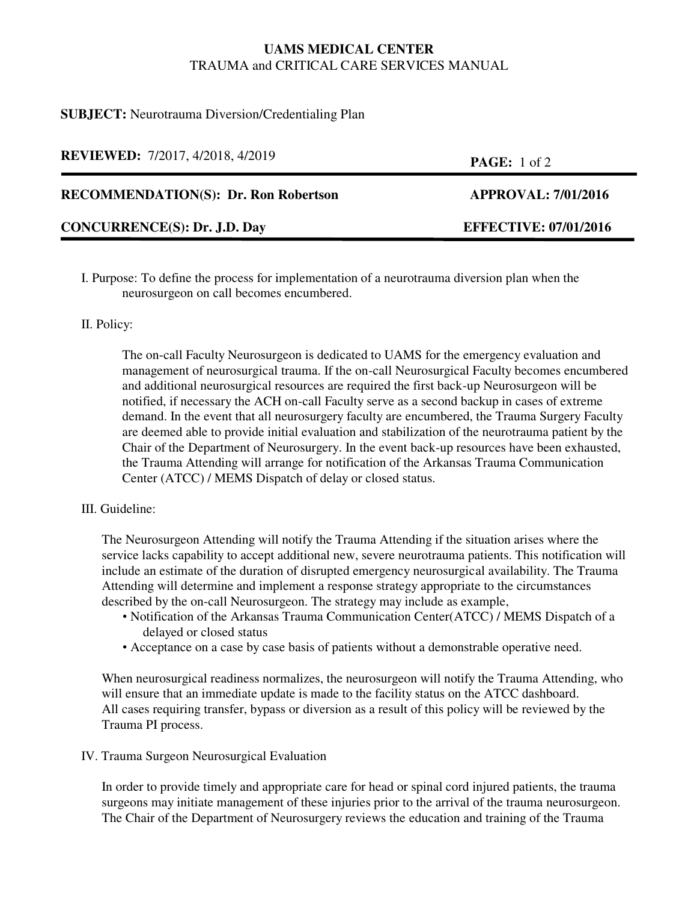**UAMS MEDICAL CENTER**
TRAUMA and CRITICAL CARE SERVICES MANUAL

**SUBJECT:** Neurotrauma Diversion/Credentialing Plan

**REVIEWED:** 7/2017, 4/2018, 4/2019

**RECOMMENDATION(S): Dr. Ron Robertson** | **APPROVAL: 7/01/2016**

**CONCURRENCE(S): Dr. J.D. Day** | **EFFECTIVE: 07/01/2016**

---

I. Purpose: To define the process for implementation of a neurotrauma diversion plan when the neurosurgeon on call becomes encumbered.

II. Policy:

The on-call Faculty Neurosurgeon is dedicated to UAMS for the emergency evaluation and management of neurosurgical trauma. If the on-call Neurosurgical Faculty becomes encumbered and additional neurosurgical resources are required the first back-up Neurosurgeon will be notified, if necessary the ACH on-call Faculty serve as a second backup in cases of extreme demand. In the event that all neurosurgery faculty are encumbered, the Trauma Surgery Faculty are deemed able to provide initial evaluation and stabilization of the neurotrauma patient by the Chair of the Department of Neurosurgery. In the event back-up resources have been exhausted, the Trauma Attending will arrange for notification of the Arkansas Trauma Communication Center (ATCC) / MEMS Dispatch of delay or closed status.

III. Guideline:

The Neurosurgeon Attending will notify the Trauma Attending if the situation arises where the service lacks capability to accept additional new, severe neurotrauma patients. This notification will include an estimate of the duration of disrupted emergency neurosurgical availability. The Trauma Attending will determine and implement a response strategy appropriate to the circumstances described by the on-call Neurosurgeon. The strategy may include as example,

- Notification of the Arkansas Trauma Communication Center(ATCC) / MEMS Dispatch of a delayed or closed status
- Acceptance on a case by case basis of patients without a demonstrable operative need.

When neurosurgical readiness normalizes, the neurosurgeon will notify the Trauma Attending, who will ensure that an immediate update is made to the facility status on the ATCC dashboard.
All cases requiring transfer, bypass or diversion as a result of this policy will be reviewed by the Trauma PI process.

IV. Trauma Surgeon Neurosurgical Evaluation

In order to provide timely and appropriate care for head or spinal cord injured patients, the trauma surgeons may initiate management of these injuries prior to the arrival of the trauma neurosurgeon. The Chair of the Department of Neurosurgery reviews the education and training of the Trauma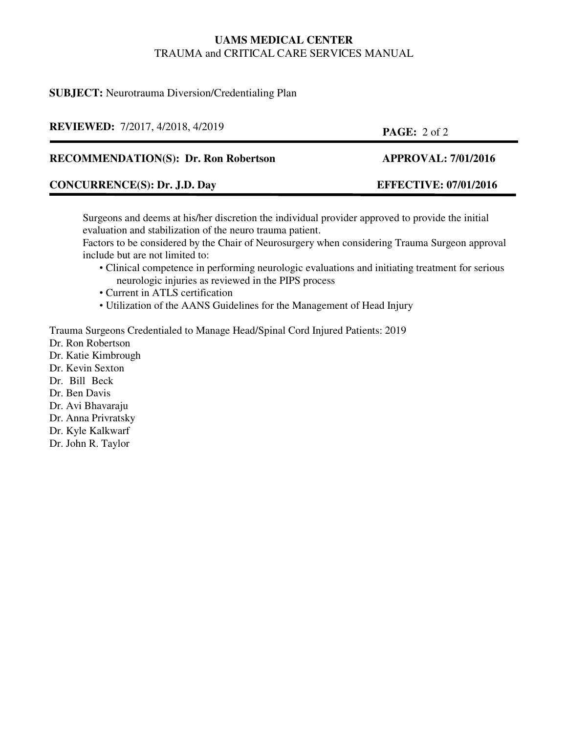**UAMS MEDICAL CENTER**
TRAUMA and CRITICAL CARE SERVICES MANUAL

**SUBJECT:** Neurotrauma Diversion/Credentialing Plan

**REVIEWED:** 7/2017, 4/2018, 4/2019

**RECOMMENDATION(S): Dr. Ron Robertson** **APPROVAL: 7/01/2016**

**CONCURRENCE(S): Dr. J.D. Day** **EFFECTIVE: 07/01/2016**

Surgeons and deems at his/her discretion the individual provider approved to provide the initial evaluation and stabilization of the neuro trauma patient.
Factors to be considered by the Chair of Neurosurgery when considering Trauma Surgeon approval include but are not limited to:

- Clinical competence in performing neurologic evaluations and initiating treatment for serious neurologic injuries as reviewed in the PIPS process
- Current in ATLS certification
- Utilization of the AANS Guidelines for the Management of Head Injury

Trauma Surgeons Credentialed to Manage Head/Spinal Cord Injured Patients: 2019

Dr. Ron Robertson
Dr. Katie Kimbrough
Dr. Kevin Sexton
Dr. Bill Beck
Dr. Ben Davis
Dr. Avi Bhavaraju
Dr. Anna Privratsky
Dr. Kyle Kalkwarf
Dr. John R. Taylor